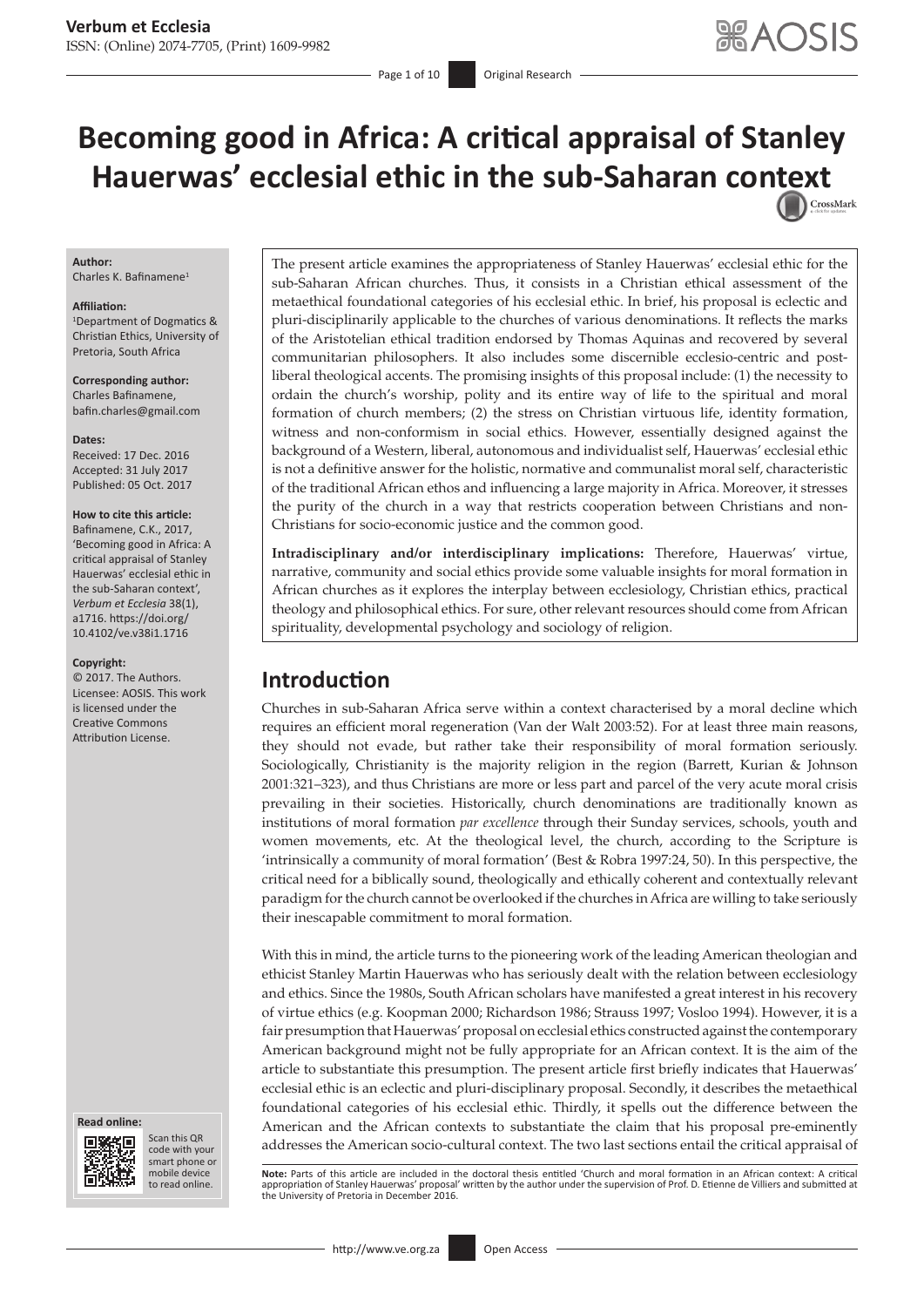# Becoming good in Africa: A critical appraisal of Stanley Hauerwas' ecclesial ethic in the sub-Saharan context

**Author:**
Charles K. Bafinamene[1]

**Affiliation:**
[1]Department of Dogmatics & Christian Ethics, University of Pretoria, South Africa

**Corresponding author:**
Charles Bafinamene,
bafin.charles@gmail.com

**Dates:**
Received: 17 Dec. 2016
Accepted: 31 July 2017
Published: 05 Oct. 2017

**How to cite this article:**
Bafinamene, C.K., 2017, 'Becoming good in Africa: A critical appraisal of Stanley Hauerwas' ecclesial ethic in the sub-Saharan context', *Verbum et Ecclesia* 38(1), a1716. https://doi.org/10.4102/ve.v38i1.1716

**Copyright:**
© 2017. The Authors. Licensee: AOSIS. This work is licensed under the Creative Commons Attribution License.

The present article examines the appropriateness of Stanley Hauerwas' ecclesial ethic for the sub-Saharan African churches. Thus, it consists in a Christian ethical assessment of the metaethical foundational categories of his ecclesial ethic. In brief, his proposal is eclectic and pluri-disciplinarily applicable to the churches of various denominations. It reflects the marks of the Aristotelian ethical tradition endorsed by Thomas Aquinas and recovered by several communitarian philosophers. It also includes some discernible ecclesio-centric and post-liberal theological accents. The promising insights of this proposal include: (1) the necessity to ordain the church's worship, polity and its entire way of life to the spiritual and moral formation of church members; (2) the stress on Christian virtuous life, identity formation, witness and non-conformism in social ethics. However, essentially designed against the background of a Western, liberal, autonomous and individualist self, Hauerwas' ecclesial ethic is not a definitive answer for the holistic, normative and communalist moral self, characteristic of the traditional African ethos and influencing a large majority in Africa. Moreover, it stresses the purity of the church in a way that restricts cooperation between Christians and non-Christians for socio-economic justice and the common good.

**Intradisciplinary and/or interdisciplinary implications:** Therefore, Hauerwas' virtue, narrative, community and social ethics provide some valuable insights for moral formation in African churches as it explores the interplay between ecclesiology, Christian ethics, practical theology and philosophical ethics. For sure, other relevant resources should come from African spirituality, developmental psychology and sociology of religion.

## Introduction

Churches in sub-Saharan Africa serve within a context characterised by a moral decline which requires an efficient moral regeneration (Van der Walt 2003:52). For at least three main reasons, they should not evade, but rather take their responsibility of moral formation seriously. Sociologically, Christianity is the majority religion in the region (Barrett, Kurian & Johnson 2001:321–323), and thus Christians are more or less part and parcel of the very acute moral crisis prevailing in their societies. Historically, church denominations are traditionally known as institutions of moral formation *par excellence* through their Sunday services, schools, youth and women movements, etc. At the theological level, the church, according to the Scripture is 'intrinsically a community of moral formation' (Best & Robra 1997:24, 50). In this perspective, the critical need for a biblically sound, theologically and ethically coherent and contextually relevant paradigm for the church cannot be overlooked if the churches in Africa are willing to take seriously their inescapable commitment to moral formation.

With this in mind, the article turns to the pioneering work of the leading American theologian and ethicist Stanley Martin Hauerwas who has seriously dealt with the relation between ecclesiology and ethics. Since the 1980s, South African scholars have manifested a great interest in his recovery of virtue ethics (e.g. Koopman 2000; Richardson 1986; Strauss 1997; Vosloo 1994). However, it is a fair presumption that Hauerwas' proposal on ecclesial ethics constructed against the contemporary American background might not be fully appropriate for an African context. It is the aim of the article to substantiate this presumption. The present article first briefly indicates that Hauerwas' ecclesial ethic is an eclectic and pluri-disciplinary proposal. Secondly, it describes the metaethical foundational categories of his ecclesial ethic. Thirdly, it spells out the difference between the American and the African contexts to substantiate the claim that his proposal pre-eminently addresses the American socio-cultural context. The two last sections entail the critical appraisal of

**Note:** Parts of this article are included in the doctoral thesis entitled 'Church and moral formation in an African context: A critical appropriation of Stanley Hauerwas' proposal' written by the author under the supervision of Prof. D. Etienne de Villiers and submitted at the University of Pretoria in December 2016.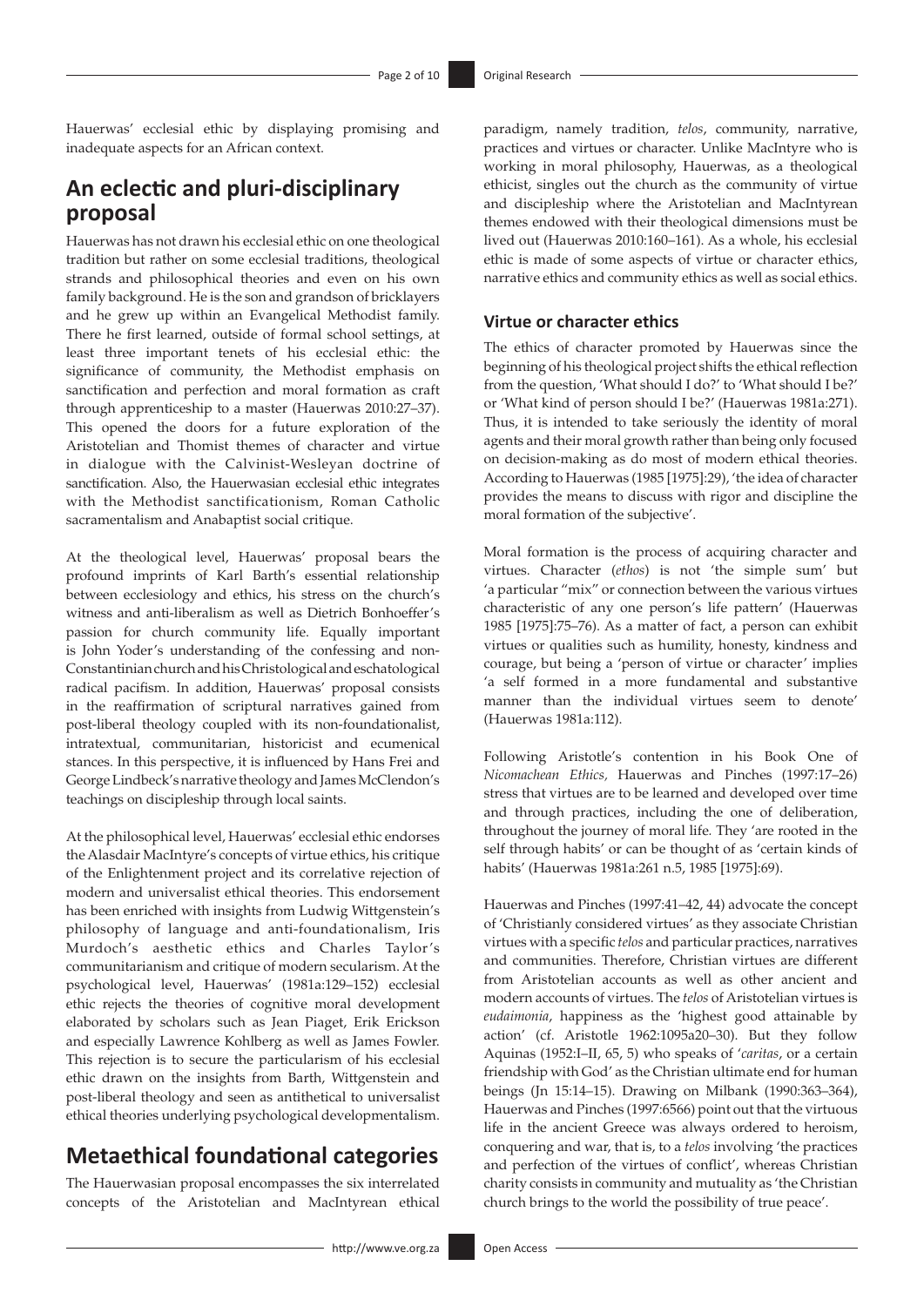Hauerwas' ecclesial ethic by displaying promising and inadequate aspects for an African context.

## An eclectic and pluri-disciplinary proposal

Hauerwas has not drawn his ecclesial ethic on one theological tradition but rather on some ecclesial traditions, theological strands and philosophical theories and even on his own family background. He is the son and grandson of bricklayers and he grew up within an Evangelical Methodist family. There he first learned, outside of formal school settings, at least three important tenets of his ecclesial ethic: the significance of community, the Methodist emphasis on sanctification and perfection and moral formation as craft through apprenticeship to a master (Hauerwas 2010:27–37). This opened the doors for a future exploration of the Aristotelian and Thomist themes of character and virtue in dialogue with the Calvinist-Wesleyan doctrine of sanctification. Also, the Hauerwasian ecclesial ethic integrates with the Methodist sanctificationism, Roman Catholic sacramentalism and Anabaptist social critique.

At the theological level, Hauerwas' proposal bears the profound imprints of Karl Barth's essential relationship between ecclesiology and ethics, his stress on the church's witness and anti-liberalism as well as Dietrich Bonhoeffer's passion for church community life. Equally important is John Yoder's understanding of the confessing and non-Constantinian church and his Christological and eschatological radical pacifism. In addition, Hauerwas' proposal consists in the reaffirmation of scriptural narratives gained from post-liberal theology coupled with its non-foundationalist, intratextual, communitarian, historicist and ecumenical stances. In this perspective, it is influenced by Hans Frei and George Lindbeck's narrative theology and James McClendon's teachings on discipleship through local saints.

At the philosophical level, Hauerwas' ecclesial ethic endorses the Alasdair MacIntyre's concepts of virtue ethics, his critique of the Enlightenment project and its correlative rejection of modern and universalist ethical theories. This endorsement has been enriched with insights from Ludwig Wittgenstein's philosophy of language and anti-foundationalism, Iris Murdoch's aesthetic ethics and Charles Taylor's communitarianism and critique of modern secularism. At the psychological level, Hauerwas' (1981a:129–152) ecclesial ethic rejects the theories of cognitive moral development elaborated by scholars such as Jean Piaget, Erik Erickson and especially Lawrence Kohlberg as well as James Fowler. This rejection is to secure the particularism of his ecclesial ethic drawn on the insights from Barth, Wittgenstein and post-liberal theology and seen as antithetical to universalist ethical theories underlying psychological developmentalism.

## Metaethical foundational categories

The Hauerwasian proposal encompasses the six interrelated concepts of the Aristotelian and MacIntyrean ethical paradigm, namely tradition, *telos*, community, narrative, practices and virtues or character. Unlike MacIntyre who is working in moral philosophy, Hauerwas, as a theological ethicist, singles out the church as the community of virtue and discipleship where the Aristotelian and MacIntyrean themes endowed with their theological dimensions must be lived out (Hauerwas 2010:160–161). As a whole, his ecclesial ethic is made of some aspects of virtue or character ethics, narrative ethics and community ethics as well as social ethics.

### Virtue or character ethics

The ethics of character promoted by Hauerwas since the beginning of his theological project shifts the ethical reflection from the question, 'What should I do?' to 'What should I be?' or 'What kind of person should I be?' (Hauerwas 1981a:271). Thus, it is intended to take seriously the identity of moral agents and their moral growth rather than being only focused on decision-making as do most of modern ethical theories. According to Hauerwas (1985 [1975]:29), 'the idea of character provides the means to discuss with rigor and discipline the moral formation of the subjective'.

Moral formation is the process of acquiring character and virtues. Character (*ethos*) is not 'the simple sum' but 'a particular "mix" or connection between the various virtues characteristic of any one person's life pattern' (Hauerwas 1985 [1975]:75–76). As a matter of fact, a person can exhibit virtues or qualities such as humility, honesty, kindness and courage, but being a 'person of virtue or character' implies 'a self formed in a more fundamental and substantive manner than the individual virtues seem to denote' (Hauerwas 1981a:112).

Following Aristotle's contention in his Book One of *Nicomachean Ethics,* Hauerwas and Pinches (1997:17–26) stress that virtues are to be learned and developed over time and through practices, including the one of deliberation, throughout the journey of moral life. They 'are rooted in the self through habits' or can be thought of as 'certain kinds of habits' (Hauerwas 1981a:261 n.5, 1985 [1975]:69).

Hauerwas and Pinches (1997:41–42, 44) advocate the concept of 'Christianly considered virtues' as they associate Christian virtues with a specific *telos* and particular practices, narratives and communities. Therefore, Christian virtues are different from Aristotelian accounts as well as other ancient and modern accounts of virtues. The *telos* of Aristotelian virtues is *eudaimonia*, happiness as the 'highest good attainable by action' (cf. Aristotle 1962:1095a20–30). But they follow Aquinas (1952:I–II, 65, 5) who speaks of '*caritas*, or a certain friendship with God' as the Christian ultimate end for human beings (Jn 15:14–15). Drawing on Milbank (1990:363–364), Hauerwas and Pinches (1997:6566) point out that the virtuous life in the ancient Greece was always ordered to heroism, conquering and war, that is, to a *telos* involving 'the practices and perfection of the virtues of conflict', whereas Christian charity consists in community and mutuality as 'the Christian church brings to the world the possibility of true peace'.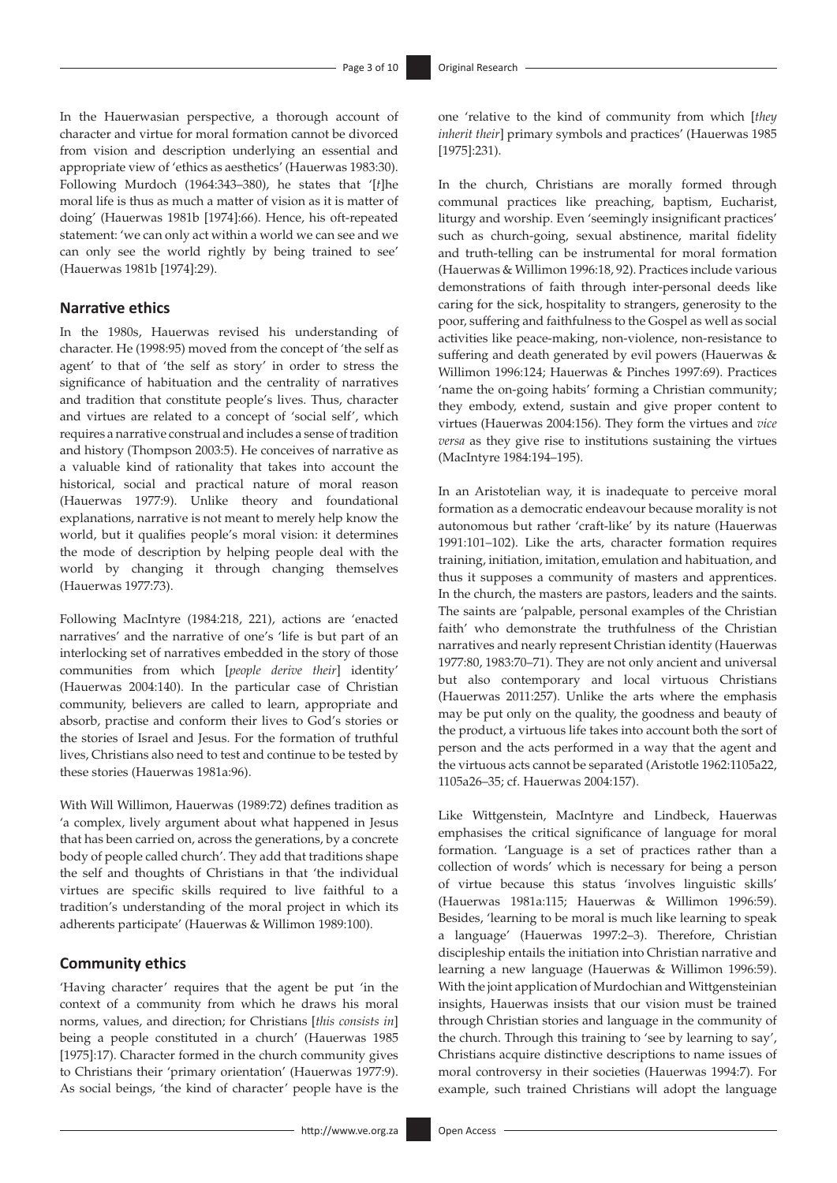In the Hauerwasian perspective, a thorough account of character and virtue for moral formation cannot be divorced from vision and description underlying an essential and appropriate view of 'ethics as aesthetics' (Hauerwas 1983:30). Following Murdoch (1964:343–380), he states that '[*t*]he moral life is thus as much a matter of vision as it is matter of doing' (Hauerwas 1981b [1974]:66). Hence, his oft-repeated statement: 'we can only act within a world we can see and we can only see the world rightly by being trained to see' (Hauerwas 1981b [1974]:29).

## Narrative ethics

In the 1980s, Hauerwas revised his understanding of character. He (1998:95) moved from the concept of 'the self as agent' to that of 'the self as story' in order to stress the significance of habituation and the centrality of narratives and tradition that constitute people's lives. Thus, character and virtues are related to a concept of 'social self', which requires a narrative construal and includes a sense of tradition and history (Thompson 2003:5). He conceives of narrative as a valuable kind of rationality that takes into account the historical, social and practical nature of moral reason (Hauerwas 1977:9). Unlike theory and foundational explanations, narrative is not meant to merely help know the world, but it qualifies people's moral vision: it determines the mode of description by helping people deal with the world by changing it through changing themselves (Hauerwas 1977:73).

Following MacIntyre (1984:218, 221), actions are 'enacted narratives' and the narrative of one's 'life is but part of an interlocking set of narratives embedded in the story of those communities from which [*people derive their*] identity' (Hauerwas 2004:140). In the particular case of Christian community, believers are called to learn, appropriate and absorb, practise and conform their lives to God's stories or the stories of Israel and Jesus. For the formation of truthful lives, Christians also need to test and continue to be tested by these stories (Hauerwas 1981a:96).

With Will Willimon, Hauerwas (1989:72) defines tradition as 'a complex, lively argument about what happened in Jesus that has been carried on, across the generations, by a concrete body of people called church'. They add that traditions shape the self and thoughts of Christians in that 'the individual virtues are specific skills required to live faithful to a tradition's understanding of the moral project in which its adherents participate' (Hauerwas & Willimon 1989:100).

## Community ethics

'Having character' requires that the agent be put 'in the context of a community from which he draws his moral norms, values, and direction; for Christians [*this consists in*] being a people constituted in a church' (Hauerwas 1985 [1975]:17). Character formed in the church community gives to Christians their 'primary orientation' (Hauerwas 1977:9). As social beings, 'the kind of character' people have is the one 'relative to the kind of community from which [*they inherit their*] primary symbols and practices' (Hauerwas 1985 [1975]:231).

In the church, Christians are morally formed through communal practices like preaching, baptism, Eucharist, liturgy and worship. Even 'seemingly insignificant practices' such as church-going, sexual abstinence, marital fidelity and truth-telling can be instrumental for moral formation (Hauerwas & Willimon 1996:18, 92). Practices include various demonstrations of faith through inter-personal deeds like caring for the sick, hospitality to strangers, generosity to the poor, suffering and faithfulness to the Gospel as well as social activities like peace-making, non-violence, non-resistance to suffering and death generated by evil powers (Hauerwas & Willimon 1996:124; Hauerwas & Pinches 1997:69). Practices 'name the on-going habits' forming a Christian community; they embody, extend, sustain and give proper content to virtues (Hauerwas 2004:156). They form the virtues and *vice versa* as they give rise to institutions sustaining the virtues (MacIntyre 1984:194–195).

In an Aristotelian way, it is inadequate to perceive moral formation as a democratic endeavour because morality is not autonomous but rather 'craft-like' by its nature (Hauerwas 1991:101–102). Like the arts, character formation requires training, initiation, imitation, emulation and habituation, and thus it supposes a community of masters and apprentices. In the church, the masters are pastors, leaders and the saints. The saints are 'palpable, personal examples of the Christian faith' who demonstrate the truthfulness of the Christian narratives and nearly represent Christian identity (Hauerwas 1977:80, 1983:70–71). They are not only ancient and universal but also contemporary and local virtuous Christians (Hauerwas 2011:257). Unlike the arts where the emphasis may be put only on the quality, the goodness and beauty of the product, a virtuous life takes into account both the sort of person and the acts performed in a way that the agent and the virtuous acts cannot be separated (Aristotle 1962:1105a22, 1105a26–35; cf. Hauerwas 2004:157).

Like Wittgenstein, MacIntyre and Lindbeck, Hauerwas emphasises the critical significance of language for moral formation. 'Language is a set of practices rather than a collection of words' which is necessary for being a person of virtue because this status 'involves linguistic skills' (Hauerwas 1981a:115; Hauerwas & Willimon 1996:59). Besides, 'learning to be moral is much like learning to speak a language' (Hauerwas 1997:2–3). Therefore, Christian discipleship entails the initiation into Christian narrative and learning a new language (Hauerwas & Willimon 1996:59). With the joint application of Murdochian and Wittgensteinian insights, Hauerwas insists that our vision must be trained through Christian stories and language in the community of the church. Through this training to 'see by learning to say', Christians acquire distinctive descriptions to name issues of moral controversy in their societies (Hauerwas 1994:7). For example, such trained Christians will adopt the language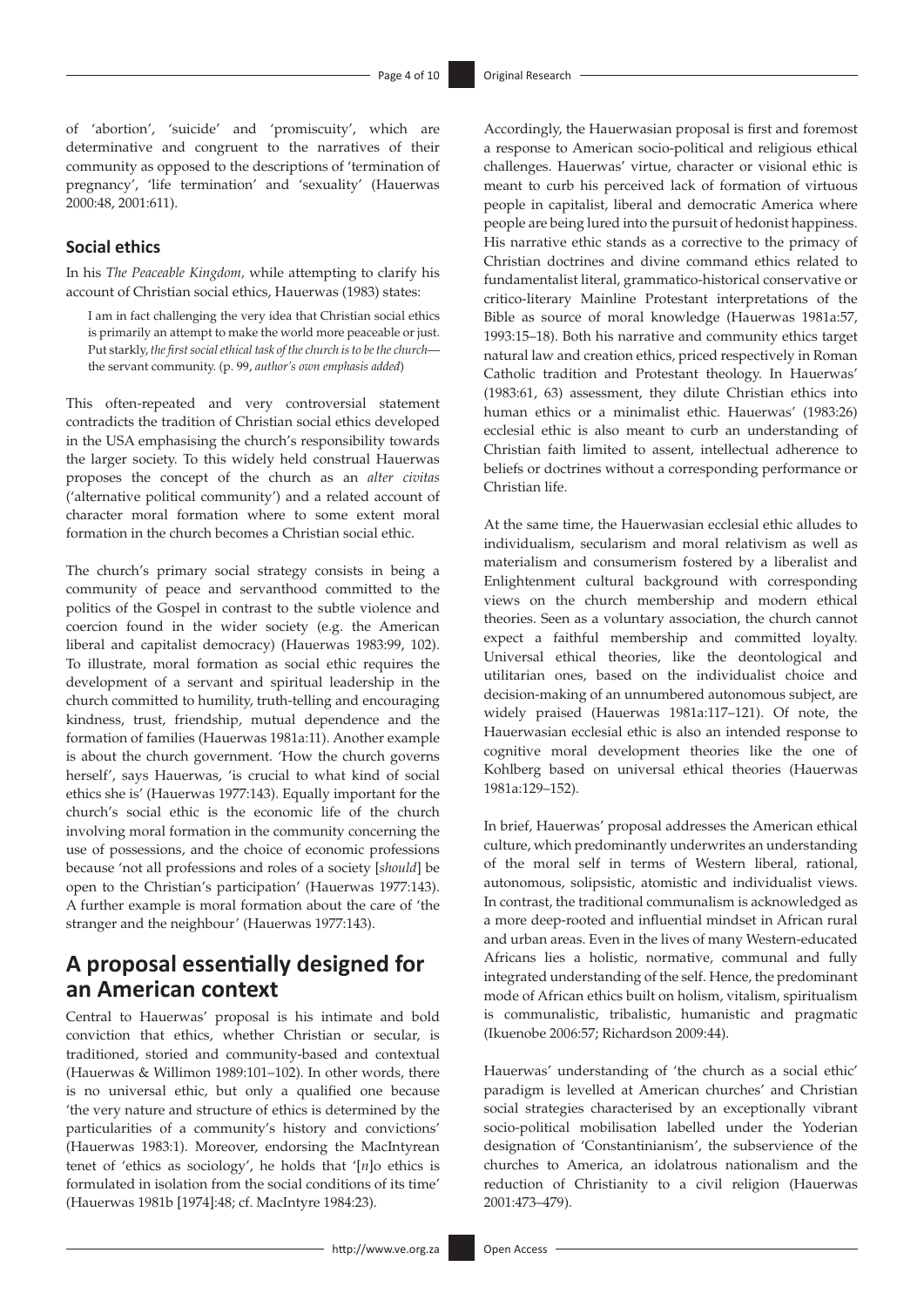of 'abortion', 'suicide' and 'promiscuity', which are determinative and congruent to the narratives of their community as opposed to the descriptions of 'termination of pregnancy', 'life termination' and 'sexuality' (Hauerwas 2000:48, 2001:611).

### Social ethics

In his *The Peaceable Kingdom,* while attempting to clarify his account of Christian social ethics, Hauerwas (1983) states:

> I am in fact challenging the very idea that Christian social ethics is primarily an attempt to make the world more peaceable or just. Put starkly, *the first social ethical task of the church is to be the church*—the servant community. (p. 99, *author's own emphasis added*)

This often-repeated and very controversial statement contradicts the tradition of Christian social ethics developed in the USA emphasising the church's responsibility towards the larger society. To this widely held construal Hauerwas proposes the concept of the church as an *alter civitas* ('alternative political community') and a related account of character moral formation where to some extent moral formation in the church becomes a Christian social ethic.

The church's primary social strategy consists in being a community of peace and servanthood committed to the politics of the Gospel in contrast to the subtle violence and coercion found in the wider society (e.g. the American liberal and capitalist democracy) (Hauerwas 1983:99, 102). To illustrate, moral formation as social ethic requires the development of a servant and spiritual leadership in the church committed to humility, truth-telling and encouraging kindness, trust, friendship, mutual dependence and the formation of families (Hauerwas 1981a:11). Another example is about the church government. 'How the church governs herself', says Hauerwas, 'is crucial to what kind of social ethics she is' (Hauerwas 1977:143). Equally important for the church's social ethic is the economic life of the church involving moral formation in the community concerning the use of possessions, and the choice of economic professions because 'not all professions and roles of a society [*should*] be open to the Christian's participation' (Hauerwas 1977:143). A further example is moral formation about the care of 'the stranger and the neighbour' (Hauerwas 1977:143).

## A proposal essentially designed for an American context

Central to Hauerwas' proposal is his intimate and bold conviction that ethics, whether Christian or secular, is traditioned, storied and community-based and contextual (Hauerwas & Willimon 1989:101–102). In other words, there is no universal ethic, but only a qualified one because 'the very nature and structure of ethics is determined by the particularities of a community's history and convictions' (Hauerwas 1983:1). Moreover, endorsing the MacIntyrean tenet of 'ethics as sociology', he holds that '[*n*]o ethics is formulated in isolation from the social conditions of its time' (Hauerwas 1981b [1974]:48; cf. MacIntyre 1984:23).

Accordingly, the Hauerwasian proposal is first and foremost a response to American socio-political and religious ethical challenges. Hauerwas' virtue, character or visional ethic is meant to curb his perceived lack of formation of virtuous people in capitalist, liberal and democratic America where people are being lured into the pursuit of hedonist happiness. His narrative ethic stands as a corrective to the primacy of Christian doctrines and divine command ethics related to fundamentalist literal, grammatico-historical conservative or critico-literary Mainline Protestant interpretations of the Bible as source of moral knowledge (Hauerwas 1981a:57, 1993:15–18). Both his narrative and community ethics target natural law and creation ethics, priced respectively in Roman Catholic tradition and Protestant theology. In Hauerwas' (1983:61, 63) assessment, they dilute Christian ethics into human ethics or a minimalist ethic. Hauerwas' (1983:26) ecclesial ethic is also meant to curb an understanding of Christian faith limited to assent, intellectual adherence to beliefs or doctrines without a corresponding performance or Christian life.

At the same time, the Hauerwasian ecclesial ethic alludes to individualism, secularism and moral relativism as well as materialism and consumerism fostered by a liberalist and Enlightenment cultural background with corresponding views on the church membership and modern ethical theories. Seen as a voluntary association, the church cannot expect a faithful membership and committed loyalty. Universal ethical theories, like the deontological and utilitarian ones, based on the individualist choice and decision-making of an unnumbered autonomous subject, are widely praised (Hauerwas 1981a:117–121). Of note, the Hauerwasian ecclesial ethic is also an intended response to cognitive moral development theories like the one of Kohlberg based on universal ethical theories (Hauerwas 1981a:129–152).

In brief, Hauerwas' proposal addresses the American ethical culture, which predominantly underwrites an understanding of the moral self in terms of Western liberal, rational, autonomous, solipsistic, atomistic and individualist views. In contrast, the traditional communalism is acknowledged as a more deep-rooted and influential mindset in African rural and urban areas. Even in the lives of many Western-educated Africans lies a holistic, normative, communal and fully integrated understanding of the self. Hence, the predominant mode of African ethics built on holism, vitalism, spiritualism is communalistic, tribalistic, humanistic and pragmatic (Ikuenobe 2006:57; Richardson 2009:44).

Hauerwas' understanding of 'the church as a social ethic' paradigm is levelled at American churches' and Christian social strategies characterised by an exceptionally vibrant socio-political mobilisation labelled under the Yoderian designation of 'Constantinianism', the subservience of the churches to America, an idolatrous nationalism and the reduction of Christianity to a civil religion (Hauerwas 2001:473–479).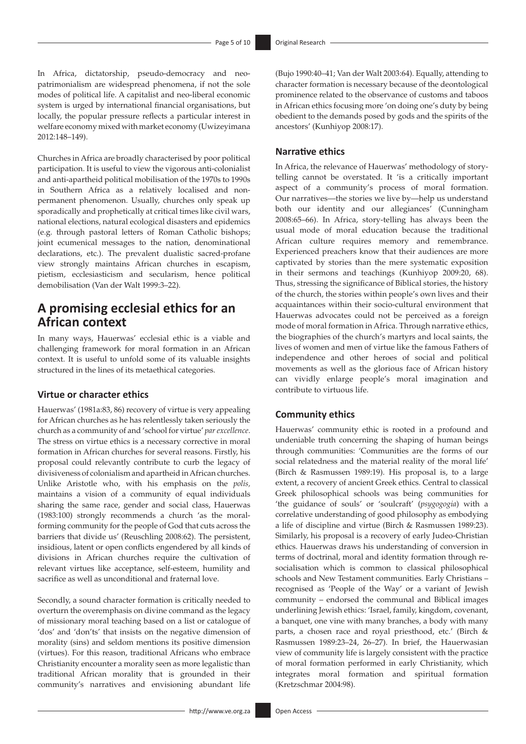In Africa, dictatorship, pseudo-democracy and neo-patrimonialism are widespread phenomena, if not the sole modes of political life. A capitalist and neo-liberal economic system is urged by international financial organisations, but locally, the popular pressure reflects a particular interest in welfare economy mixed with market economy (Uwizeyimana 2012:148–149).

Churches in Africa are broadly characterised by poor political participation. It is useful to view the vigorous anti-colonialist and anti-apartheid political mobilisation of the 1970s to 1990s in Southern Africa as a relatively localised and non-permanent phenomenon. Usually, churches only speak up sporadically and prophetically at critical times like civil wars, national elections, natural ecological disasters and epidemics (e.g. through pastoral letters of Roman Catholic bishops; joint ecumenical messages to the nation, denominational declarations, etc.). The prevalent dualistic sacred-profane view strongly maintains African churches in escapism, pietism, ecclesiasticism and secularism, hence political demobilisation (Van der Walt 1999:3–22).

# A promising ecclesial ethics for an African context

In many ways, Hauerwas' ecclesial ethic is a viable and challenging framework for moral formation in an African context. It is useful to unfold some of its valuable insights structured in the lines of its metaethical categories.

## Virtue or character ethics

Hauerwas' (1981a:83, 86) recovery of virtue is very appealing for African churches as he has relentlessly taken seriously the church as a community of and 'school for virtue' *par excellence*. The stress on virtue ethics is a necessary corrective in moral formation in African churches for several reasons. Firstly, his proposal could relevantly contribute to curb the legacy of divisiveness of colonialism and apartheid in African churches. Unlike Aristotle who, with his emphasis on the *polis,* maintains a vision of a community of equal individuals sharing the same race, gender and social class, Hauerwas (1983:100) strongly recommends a church 'as the moral-forming community for the people of God that cuts across the barriers that divide us' (Reuschling 2008:62). The persistent, insidious, latent or open conflicts engendered by all kinds of divisions in African churches require the cultivation of relevant virtues like acceptance, self-esteem, humility and sacrifice as well as unconditional and fraternal love.

Secondly, a sound character formation is critically needed to overturn the overemphasis on divine command as the legacy of missionary moral teaching based on a list or catalogue of 'dos' and 'don'ts' that insists on the negative dimension of morality (sins) and seldom mentions its positive dimension (virtues). For this reason, traditional Africans who embrace Christianity encounter a morality seen as more legalistic than traditional African morality that is grounded in their community's narratives and envisioning abundant life (Bujo 1990:40–41; Van der Walt 2003:64). Equally, attending to character formation is necessary because of the deontological prominence related to the observance of customs and taboos in African ethics focusing more 'on doing one's duty by being obedient to the demands posed by gods and the spirits of the ancestors' (Kunhiyop 2008:17).

## Narrative ethics

In Africa, the relevance of Hauerwas' methodology of story-telling cannot be overstated. It 'is a critically important aspect of a community's process of moral formation. Our narratives—the stories we live by—help us understand both our identity and our allegiances' (Cunningham 2008:65–66). In Africa, story-telling has always been the usual mode of moral education because the traditional African culture requires memory and remembrance. Experienced preachers know that their audiences are more captivated by stories than the mere systematic exposition in their sermons and teachings (Kunhiyop 2009:20, 68). Thus, stressing the significance of Biblical stories, the history of the church, the stories within people's own lives and their acquaintances within their socio-cultural environment that Hauerwas advocates could not be perceived as a foreign mode of moral formation in Africa. Through narrative ethics, the biographies of the church's martyrs and local saints, the lives of women and men of virtue like the famous Fathers of independence and other heroes of social and political movements as well as the glorious face of African history can vividly enlarge people's moral imagination and contribute to virtuous life.

## Community ethics

Hauerwas' community ethic is rooted in a profound and undeniable truth concerning the shaping of human beings through communities: 'Communities are the forms of our social relatedness and the material reality of the moral life' (Birch & Rasmussen 1989:19). His proposal is, to a large extent, a recovery of ancient Greek ethics. Central to classical Greek philosophical schools was being communities for 'the guidance of souls' or 'soulcraft' (*psygogogia*) with a correlative understanding of good philosophy as embodying a life of discipline and virtue (Birch & Rasmussen 1989:23). Similarly, his proposal is a recovery of early Judeo-Christian ethics. Hauerwas draws his understanding of conversion in terms of doctrinal, moral and identity formation through re-socialisation which is common to classical philosophical schools and New Testament communities. Early Christians – recognised as 'People of the Way' or a variant of Jewish community – endorsed the communal and Biblical images underlining Jewish ethics: 'Israel, family, kingdom, covenant, a banquet, one vine with many branches, a body with many parts, a chosen race and royal priesthood, etc.' (Birch & Rasmussen 1989:23–24, 26–27). In brief, the Hauerwasian view of community life is largely consistent with the practice of moral formation performed in early Christianity, which integrates moral formation and spiritual formation (Kretzschmar 2004:98).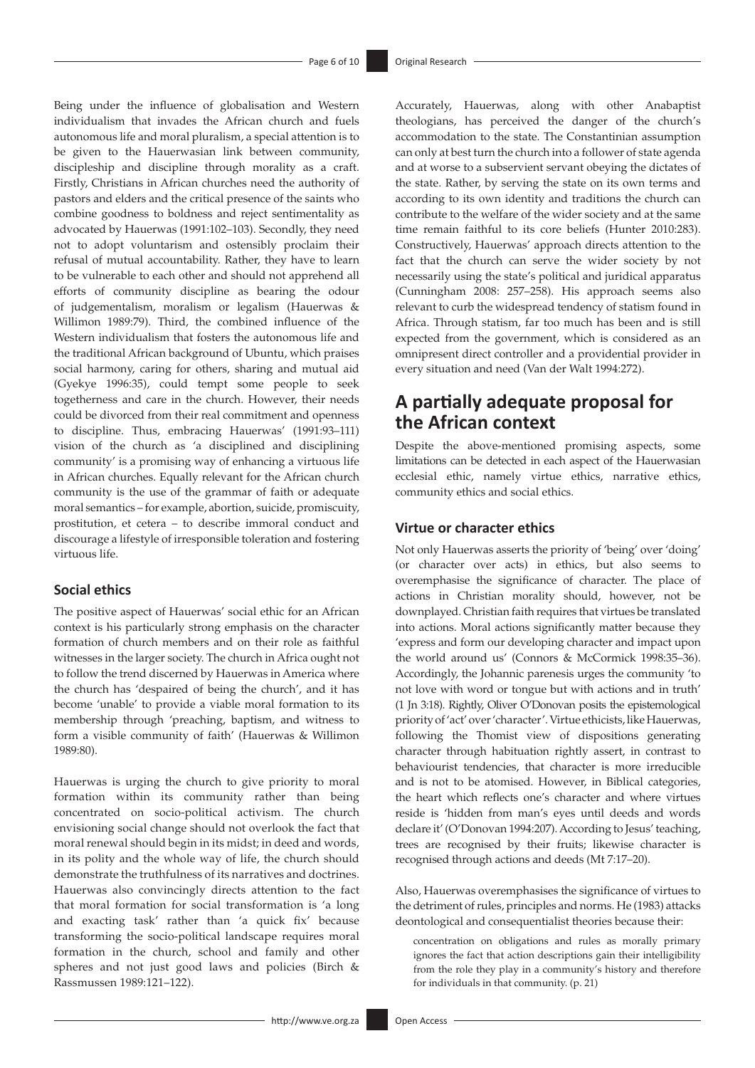Being under the influence of globalisation and Western individualism that invades the African church and fuels autonomous life and moral pluralism, a special attention is to be given to the Hauerwasian link between community, discipleship and discipline through morality as a craft. Firstly, Christians in African churches need the authority of pastors and elders and the critical presence of the saints who combine goodness to boldness and reject sentimentality as advocated by Hauerwas (1991:102–103). Secondly, they need not to adopt voluntarism and ostensibly proclaim their refusal of mutual accountability. Rather, they have to learn to be vulnerable to each other and should not apprehend all efforts of community discipline as bearing the odour of judgementalism, moralism or legalism (Hauerwas & Willimon 1989:79). Third, the combined influence of the Western individualism that fosters the autonomous life and the traditional African background of Ubuntu, which praises social harmony, caring for others, sharing and mutual aid (Gyekye 1996:35), could tempt some people to seek togetherness and care in the church. However, their needs could be divorced from their real commitment and openness to discipline. Thus, embracing Hauerwas' (1991:93–111) vision of the church as 'a disciplined and disciplining community' is a promising way of enhancing a virtuous life in African churches. Equally relevant for the African church community is the use of the grammar of faith or adequate moral semantics – for example, abortion, suicide, promiscuity, prostitution, et cetera – to describe immoral conduct and discourage a lifestyle of irresponsible toleration and fostering virtuous life.

### Social ethics

The positive aspect of Hauerwas' social ethic for an African context is his particularly strong emphasis on the character formation of church members and on their role as faithful witnesses in the larger society. The church in Africa ought not to follow the trend discerned by Hauerwas in America where the church has 'despaired of being the church', and it has become 'unable' to provide a viable moral formation to its membership through 'preaching, baptism, and witness to form a visible community of faith' (Hauerwas & Willimon 1989:80).

Hauerwas is urging the church to give priority to moral formation within its community rather than being concentrated on socio-political activism. The church envisioning social change should not overlook the fact that moral renewal should begin in its midst; in deed and words, in its polity and the whole way of life, the church should demonstrate the truthfulness of its narratives and doctrines. Hauerwas also convincingly directs attention to the fact that moral formation for social transformation is 'a long and exacting task' rather than 'a quick fix' because transforming the socio-political landscape requires moral formation in the church, school and family and other spheres and not just good laws and policies (Birch & Rassmussen 1989:121–122).

Accurately, Hauerwas, along with other Anabaptist theologians, has perceived the danger of the church's accommodation to the state. The Constantinian assumption can only at best turn the church into a follower of state agenda and at worse to a subservient servant obeying the dictates of the state. Rather, by serving the state on its own terms and according to its own identity and traditions the church can contribute to the welfare of the wider society and at the same time remain faithful to its core beliefs (Hunter 2010:283). Constructively, Hauerwas' approach directs attention to the fact that the church can serve the wider society by not necessarily using the state's political and juridical apparatus (Cunningham 2008: 257–258). His approach seems also relevant to curb the widespread tendency of statism found in Africa. Through statism, far too much has been and is still expected from the government, which is considered as an omnipresent direct controller and a providential provider in every situation and need (Van der Walt 1994:272).

## A partially adequate proposal for the African context

Despite the above-mentioned promising aspects, some limitations can be detected in each aspect of the Hauerwasian ecclesial ethic, namely virtue ethics, narrative ethics, community ethics and social ethics.

### Virtue or character ethics

Not only Hauerwas asserts the priority of 'being' over 'doing' (or character over acts) in ethics, but also seems to overemphasise the significance of character. The place of actions in Christian morality should, however, not be downplayed. Christian faith requires that virtues be translated into actions. Moral actions significantly matter because they 'express and form our developing character and impact upon the world around us' (Connors & McCormick 1998:35–36). Accordingly, the Johannic parenesis urges the community 'to not love with word or tongue but with actions and in truth' (1 Jn 3:18). Rightly, Oliver O'Donovan posits the epistemological priority of 'act' over 'character'. Virtue ethicists, like Hauerwas, following the Thomist view of dispositions generating character through habituation rightly assert, in contrast to behaviourist tendencies, that character is more irreducible and is not to be atomised. However, in Biblical categories, the heart which reflects one's character and where virtues reside is 'hidden from man's eyes until deeds and words declare it' (O'Donovan 1994:207). According to Jesus' teaching, trees are recognised by their fruits; likewise character is recognised through actions and deeds (Mt 7:17–20).

Also, Hauerwas overemphasises the significance of virtues to the detriment of rules, principles and norms. He (1983) attacks deontological and consequentialist theories because their:

> concentration on obligations and rules as morally primary ignores the fact that action descriptions gain their intelligibility from the role they play in a community's history and therefore for individuals in that community. (p. 21)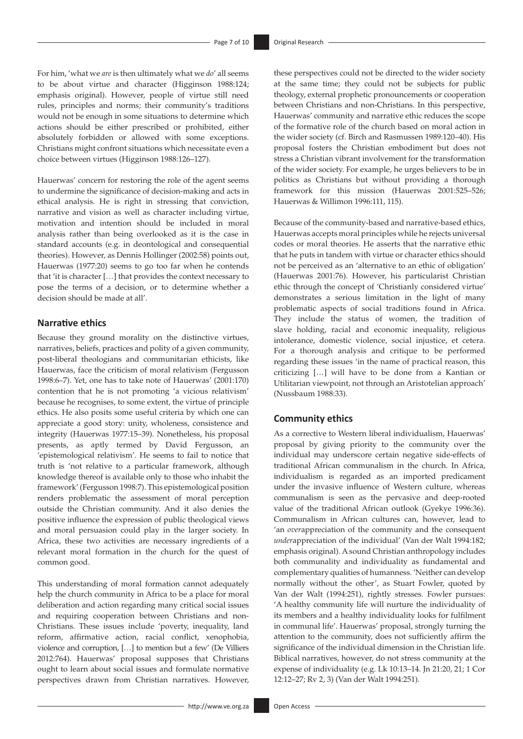For him, 'what we *are* is then ultimately what we *do*' all seems to be about virtue and character (Higginson 1988:124; emphasis original). However, people of virtue still need rules, principles and norms; their community's traditions would not be enough in some situations to determine which actions should be either prescribed or prohibited, either absolutely forbidden or allowed with some exceptions. Christians might confront situations which necessitate even a choice between virtues (Higginson 1988:126–127).

Hauerwas' concern for restoring the role of the agent seems to undermine the significance of decision-making and acts in ethical analysis. He is right in stressing that conviction, narrative and vision as well as character including virtue, motivation and intention should be included in moral analysis rather than being overlooked as it is the case in standard accounts (e.g. in deontological and consequential theories). However, as Dennis Hollinger (2002:58) points out, Hauerwas (1977:20) seems to go too far when he contends that 'it is character […] that provides the context necessary to pose the terms of a decision, or to determine whether a decision should be made at all'.

## Narrative ethics

Because they ground morality on the distinctive virtues, narratives, beliefs, practices and polity of a given community, post-liberal theologians and communitarian ethicists, like Hauerwas, face the criticism of moral relativism (Fergusson 1998:6–7). Yet, one has to take note of Hauerwas' (2001:170) contention that he is not promoting 'a vicious relativism' because he recognises, to some extent, the virtue of principle ethics. He also posits some useful criteria by which one can appreciate a good story: unity, wholeness, consistence and integrity (Hauerwas 1977:15–39). Nonetheless, his proposal presents, as aptly termed by David Fergusson, an 'epistemological relativism'. He seems to fail to notice that truth is 'not relative to a particular framework, although knowledge thereof is available only to those who inhabit the framework' (Fergusson 1998:7). This epistemological position renders problematic the assessment of moral perception outside the Christian community. And it also denies the positive influence the expression of public theological views and moral persuasion could play in the larger society. In Africa, these two activities are necessary ingredients of a relevant moral formation in the church for the quest of common good.

This understanding of moral formation cannot adequately help the church community in Africa to be a place for moral deliberation and action regarding many critical social issues and requiring cooperation between Christians and non-Christians. These issues include 'poverty, inequality, land reform, affirmative action, racial conflict, xenophobia, violence and corruption, […] to mention but a few' (De Villiers 2012:764). Hauerwas' proposal supposes that Christians ought to learn about social issues and formulate normative perspectives drawn from Christian narratives. However, these perspectives could not be directed to the wider society at the same time; they could not be subjects for public theology, external prophetic pronouncements or cooperation between Christians and non-Christians. In this perspective, Hauerwas' community and narrative ethic reduces the scope of the formative role of the church based on moral action in the wider society (cf. Birch and Rasmussen 1989:120–40). His proposal fosters the Christian embodiment but does not stress a Christian vibrant involvement for the transformation of the wider society. For example, he urges believers to be in politics as Christians but without providing a thorough framework for this mission (Hauerwas 2001:525–526; Hauerwas & Willimon 1996:111, 115).

Because of the community-based and narrative-based ethics, Hauerwas accepts moral principles while he rejects universal codes or moral theories. He asserts that the narrative ethic that he puts in tandem with virtue or character ethics should not be perceived as an 'alternative to an ethic of obligation' (Hauerwas 2001:76). However, his particularist Christian ethic through the concept of 'Christianly considered virtue' demonstrates a serious limitation in the light of many problematic aspects of social traditions found in Africa. They include the status of women, the tradition of slave holding, racial and economic inequality, religious intolerance, domestic violence, social injustice, et cetera. For a thorough analysis and critique to be performed regarding these issues 'in the name of practical reason, this criticizing […] will have to be done from a Kantian or Utilitarian viewpoint, not through an Aristotelian approach' (Nussbaum 1988:33).

## Community ethics

As a corrective to Western liberal individualism, Hauerwas' proposal by giving priority to the community over the individual may underscore certain negative side-effects of traditional African communalism in the church. In Africa, individualism is regarded as an imported predicament under the invasive influence of Western culture, whereas communalism is seen as the pervasive and deep-rooted value of the traditional African outlook (Gyekye 1996:36). Communalism in African cultures can, however, lead to 'an *over*appreciation of the community and the consequent *under*appreciation of the individual' (Van der Walt 1994:182; emphasis original). A sound Christian anthropology includes both communality and individuality as fundamental and complementary qualities of humanness. 'Neither can develop normally without the other', as Stuart Fowler, quoted by Van der Walt (1994:251), rightly stresses. Fowler pursues: 'A healthy community life will nurture the individuality of its members and a healthy individuality looks for fulfilment in communal life'. Hauerwas' proposal, strongly turning the attention to the community, does not sufficiently affirm the significance of the individual dimension in the Christian life. Biblical narratives, however, do not stress community at the expense of individuality (e.g. Lk 10:13–14. Jn 21:20, 21; 1 Cor 12:12–27; Rv 2, 3) (Van der Walt 1994:251).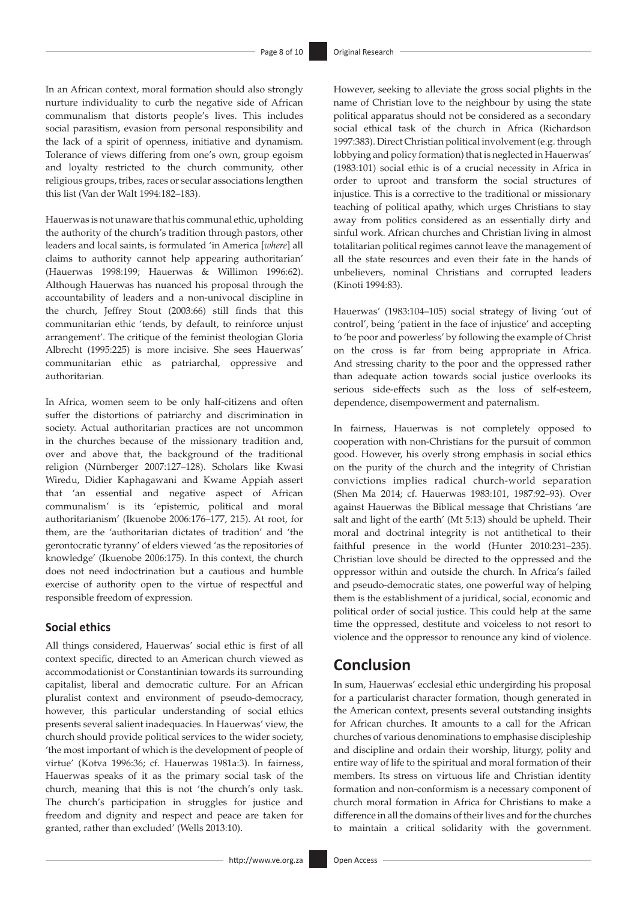In an African context, moral formation should also strongly nurture individuality to curb the negative side of African communalism that distorts people's lives. This includes social parasitism, evasion from personal responsibility and the lack of a spirit of openness, initiative and dynamism. Tolerance of views differing from one's own, group egoism and loyalty restricted to the church community, other religious groups, tribes, races or secular associations lengthen this list (Van der Walt 1994:182–183).

Hauerwas is not unaware that his communal ethic, upholding the authority of the church's tradition through pastors, other leaders and local saints, is formulated 'in America [*where*] all claims to authority cannot help appearing authoritarian' (Hauerwas 1998:199; Hauerwas & Willimon 1996:62). Although Hauerwas has nuanced his proposal through the accountability of leaders and a non-univocal discipline in the church, Jeffrey Stout (2003:66) still finds that this communitarian ethic 'tends, by default, to reinforce unjust arrangement'. The critique of the feminist theologian Gloria Albrecht (1995:225) is more incisive. She sees Hauerwas' communitarian ethic as patriarchal, oppressive and authoritarian.

In Africa, women seem to be only half-citizens and often suffer the distortions of patriarchy and discrimination in society. Actual authoritarian practices are not uncommon in the churches because of the missionary tradition and, over and above that, the background of the traditional religion (Nürnberger 2007:127–128). Scholars like Kwasi Wiredu, Didier Kaphagawani and Kwame Appiah assert that 'an essential and negative aspect of African communalism' is its 'epistemic, political and moral authoritarianism' (Ikuenobe 2006:176–177, 215). At root, for them, are the 'authoritarian dictates of tradition' and 'the gerontocratic tyranny' of elders viewed 'as the repositories of knowledge' (Ikuenobe 2006:175). In this context, the church does not need indoctrination but a cautious and humble exercise of authority open to the virtue of respectful and responsible freedom of expression.

### Social ethics

All things considered, Hauerwas' social ethic is first of all context specific, directed to an American church viewed as accommodationist or Constantinian towards its surrounding capitalist, liberal and democratic culture. For an African pluralist context and environment of pseudo-democracy, however, this particular understanding of social ethics presents several salient inadequacies. In Hauerwas' view, the church should provide political services to the wider society, 'the most important of which is the development of people of virtue' (Kotva 1996:36; cf. Hauerwas 1981a:3). In fairness, Hauerwas speaks of it as the primary social task of the church, meaning that this is not 'the church's only task. The church's participation in struggles for justice and freedom and dignity and respect and peace are taken for granted, rather than excluded' (Wells 2013:10).

However, seeking to alleviate the gross social plights in the name of Christian love to the neighbour by using the state political apparatus should not be considered as a secondary social ethical task of the church in Africa (Richardson 1997:383). Direct Christian political involvement (e.g. through lobbying and policy formation) that is neglected in Hauerwas' (1983:101) social ethic is of a crucial necessity in Africa in order to uproot and transform the social structures of injustice. This is a corrective to the traditional or missionary teaching of political apathy, which urges Christians to stay away from politics considered as an essentially dirty and sinful work. African churches and Christian living in almost totalitarian political regimes cannot leave the management of all the state resources and even their fate in the hands of unbelievers, nominal Christians and corrupted leaders (Kinoti 1994:83).

Hauerwas' (1983:104–105) social strategy of living 'out of control', being 'patient in the face of injustice' and accepting to 'be poor and powerless' by following the example of Christ on the cross is far from being appropriate in Africa. And stressing charity to the poor and the oppressed rather than adequate action towards social justice overlooks its serious side-effects such as the loss of self-esteem, dependence, disempowerment and paternalism.

In fairness, Hauerwas is not completely opposed to cooperation with non-Christians for the pursuit of common good. However, his overly strong emphasis in social ethics on the purity of the church and the integrity of Christian convictions implies radical church-world separation (Shen Ma 2014; cf. Hauerwas 1983:101, 1987:92–93). Over against Hauerwas the Biblical message that Christians 'are salt and light of the earth' (Mt 5:13) should be upheld. Their moral and doctrinal integrity is not antithetical to their faithful presence in the world (Hunter 2010:231–235). Christian love should be directed to the oppressed and the oppressor within and outside the church. In Africa's failed and pseudo-democratic states, one powerful way of helping them is the establishment of a juridical, social, economic and political order of social justice. This could help at the same time the oppressed, destitute and voiceless to not resort to violence and the oppressor to renounce any kind of violence.

## Conclusion

In sum, Hauerwas' ecclesial ethic undergirding his proposal for a particularist character formation, though generated in the American context, presents several outstanding insights for African churches. It amounts to a call for the African churches of various denominations to emphasise discipleship and discipline and ordain their worship, liturgy, polity and entire way of life to the spiritual and moral formation of their members. Its stress on virtuous life and Christian identity formation and non-conformism is a necessary component of church moral formation in Africa for Christians to make a difference in all the domains of their lives and for the churches to maintain a critical solidarity with the government.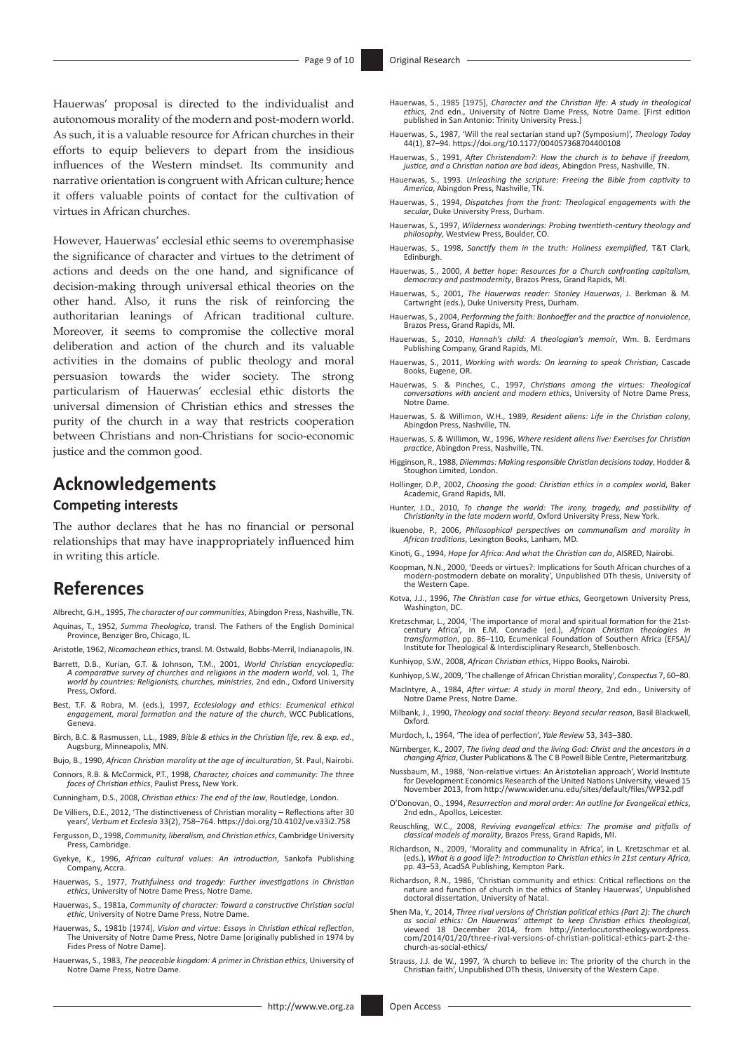Hauerwas' proposal is directed to the individualist and autonomous morality of the modern and post-modern world. As such, it is a valuable resource for African churches in their efforts to equip believers to depart from the insidious influences of the Western mindset. Its community and narrative orientation is congruent with African culture; hence it offers valuable points of contact for the cultivation of virtues in African churches.

However, Hauerwas' ecclesial ethic seems to overemphasise the significance of character and virtues to the detriment of actions and deeds on the one hand, and significance of decision-making through universal ethical theories on the other hand. Also, it runs the risk of reinforcing the authoritarian leanings of African traditional culture. Moreover, it seems to compromise the collective moral deliberation and action of the church and its valuable activities in the domains of public theology and moral persuasion towards the wider society. The strong particularism of Hauerwas' ecclesial ethic distorts the universal dimension of Christian ethics and stresses the purity of the church in a way that restricts cooperation between Christians and non-Christians for socio-economic justice and the common good.

# Acknowledgements

## Competing interests

The author declares that he has no financial or personal relationships that may have inappropriately influenced him in writing this article.

# References

Albrecht, G.H., 1995, *The character of our communities*, Abingdon Press, Nashville, TN.

Aquinas, T., 1952, *Summa Theologica*, transl. The Fathers of the English Dominical Province, Benziger Bro, Chicago, IL.

Aristotle, 1962, *Nicomachean ethics*, transl. M. Ostwald, Bobbs-Merril, Indianapolis, IN.

Barrett, D.B., Kurian, G.T. & Johnson, T.M., 2001, *World Christian encyclopedia: A comparative survey of churches and religions in the modern world*, vol. 1, *The world by countries: Religionists, churches, ministries*, 2nd edn., Oxford University Press, Oxford.

Best, T.F. & Robra, M. (eds.), 1997, *Ecclesiology and ethics: Ecumenical ethical engagement, moral formation and the nature of the church*, WCC Publications, Geneva.

Birch, B.C. & Rasmussen, L.L., 1989, *Bible & ethics in the Christian life, rev. & exp. ed.*, Augsburg, Minneapolis, MN.

Bujo, B., 1990, *African Christian morality at the age of inculturation*, St. Paul, Nairobi.

Connors, R.B. & McCormick, P.T., 1998, *Character, choices and community: The three faces of Christian ethics*, Paulist Press, New York.

Cunningham, D.S., 2008, *Christian ethics: The end of the law*, Routledge, London.

De Villiers, D.E., 2012, 'The distinctiveness of Christian morality – Reflections after 30 years', *Verbum et Ecclesia* 33(2), 758–764. https://doi.org/10.4102/ve.v33i2.758

Fergusson, D., 1998, *Community, liberalism, and Christian ethics*, Cambridge University Press, Cambridge.

Gyekye, K., 1996, *African cultural values: An introduction*, Sankofa Publishing Company, Accra.

Hauerwas, S., 1977, *Truthfulness and tragedy: Further investigations in Christian ethics*, University of Notre Dame Press, Notre Dame.

Hauerwas, S., 1981a, *Community of character: Toward a constructive Christian social ethic*, University of Notre Dame Press, Notre Dame.

Hauerwas, S., 1981b [1974], *Vision and virtue: Essays in Christian ethical reflection*, The University of Notre Dame Press, Notre Dame [originally published in 1974 by Fides Press of Notre Dame].

Hauerwas, S., 1983, *The peaceable kingdom: A primer in Christian ethics*, University of Notre Dame Press, Notre Dame.

Hauerwas, S., 1985 [1975], *Character and the Christian life: A study in theological ethics*, 2nd edn., University of Notre Dame Press, Notre Dame. [First edition published in San Antonio: Trinity University Press.]

Hauerwas, S., 1987, 'Will the real sectarian stand up? (Symposium)', *Theology Today* 44(1), 87–94. https://doi.org/10.1177/004057368704400108

Hauerwas, S., 1991, *After Christendom?: How the church is to behave if freedom, justice, and a Christian nation are bad ideas*, Abingdon Press, Nashville, TN.

Hauerwas, S., 1993. *Unleashing the scripture: Freeing the Bible from captivity to America*, Abingdon Press, Nashville, TN.

Hauerwas, S., 1994, *Dispatches from the front: Theological engagements with the secular*, Duke University Press, Durham.

Hauerwas, S., 1997, *Wilderness wanderings: Probing twentieth-century theology and philosophy*, Westview Press, Boulder, CO.

Hauerwas, S., 1998, *Sanctify them in the truth: Holiness exemplified*, T&T Clark, Edinburgh.

Hauerwas, S., 2000, *A better hope: Resources for a Church confronting capitalism, democracy and postmodernity*, Brazos Press, Grand Rapids, MI.

Hauerwas, S., 2001, *The Hauerwas reader: Stanley Hauerwas*, J. Berkman & M. Cartwright (eds.), Duke University Press, Durham.

Hauerwas, S., 2004, *Performing the faith: Bonhoeffer and the practice of nonviolence*, Brazos Press, Grand Rapids, MI.

Hauerwas, S., 2010, *Hannah's child: A theologian's memoir*, Wm. B. Eerdmans Publishing Company, Grand Rapids, MI.

Hauerwas, S., 2011, *Working with words: On learning to speak Christian*, Cascade Books, Eugene, OR.

Hauerwas, S. & Pinches, C., 1997, *Christians among the virtues: Theological conversations with ancient and modern ethics*, University of Notre Dame Press, Notre Dame.

Hauerwas, S. & Willimon, W.H., 1989, *Resident aliens: Life in the Christian colony*, Abingdon Press, Nashville, TN.

Hauerwas, S. & Willimon, W., 1996, *Where resident aliens live: Exercises for Christian practice*, Abingdon Press, Nashville, TN.

Higginson, R., 1988, *Dilemmas: Making responsible Christian decisions today*, Hodder & Stoughon Limited, London.

Hollinger, D.P., 2002, *Choosing the good: Christian ethics in a complex world*, Baker Academic, Grand Rapids, MI.

Hunter, J.D., 2010, *To change the world: The irony, tragedy, and possibility of Christianity in the late modern world*, Oxford University Press, New York.

Ikuenobe, P., 2006, *Philosophical perspectives on communalism and morality in African traditions*, Lexington Books, Lanham, MD.

Kinoti, G., 1994, *Hope for Africa: And what the Christian can do*, AISRED, Nairobi.

Koopman, N.N., 2000, 'Deeds or virtues?: Implications for South African churches of a modern-postmodern debate on morality', Unpublished DTh thesis, University of the Western Cape.

Kotva, J.J., 1996, *The Christian case for virtue ethics*, Georgetown University Press, Washington, DC.

Kretzschmar, L., 2004, 'The importance of moral and spiritual formation for the 21st-century Africa', in E.M. Conradie (ed.), *African Christian theologies in transformation*, pp. 86–110, Ecumenical Foundation of Southern Africa (EFSA)/ Institute for Theological & Interdisciplinary Research, Stellenbosch.

Kunhiyop, S.W., 2008, *African Christian ethics*, Hippo Books, Nairobi.

Kunhiyop, S.W., 2009, 'The challenge of African Christian morality', *Conspectus* 7, 60–80.

MacIntyre, A., 1984, *After virtue: A study in moral theory*, 2nd edn., University of Notre Dame Press, Notre Dame.

Milbank, J., 1990, *Theology and social theory: Beyond secular reason*, Basil Blackwell, Oxford.

Murdoch, I., 1964, 'The idea of perfection', *Yale Review* 53, 343–380.

Nürnberger, K., 2007, *The living dead and the living God: Christ and the ancestors in a changing Africa*, Cluster Publications & The C B Powell Bible Centre, Pietermaritzburg.

Nussbaum, M., 1988, 'Non-relative virtues: An Aristotelian approach', World Institute for Development Economics Research of the United Nations University, viewed 15 November 2013, from http://www.wider.unu.edu/sites/default/files/WP32.pdf

O'Donovan, O., 1994, *Resurrection and moral order: An outline for Evangelical ethics*, 2nd edn., Apollos, Leicester.

Reuschling, W.C., 2008, *Reviving evangelical ethics: The promise and pitfalls of classical models of morality*, Brazos Press, Grand Rapids, MI.

Richardson, N., 2009, 'Morality and communality in Africa', in L. Kretzschmar et al. (eds.), *What is a good life?: Introduction to Christian ethics in 21st century Africa*, pp. 43–53, AcadSA Publishing, Kempton Park.

Richardson, R.N., 1986, 'Christian community and ethics: Critical reflections on the nature and function of church in the ethics of Stanley Hauerwas', Unpublished doctoral dissertation, University of Natal.

Shen Ma, Y., 2014, *Three rival versions of Christian political ethics (Part 2): The church as social ethics: On Hauerwas' attempt to keep Christian ethics theological*, viewed 18 December 2014, from http://interlocutorstheology.wordpress.com/2014/01/20/three-rival-versions-of-christian-political-ethics-part-2-the-church-as-social-ethics/

Strauss, J.J. de W., 1997, 'A church to believe in: The priority of the church in the Christian faith', Unpublished DTh thesis, University of the Western Cape.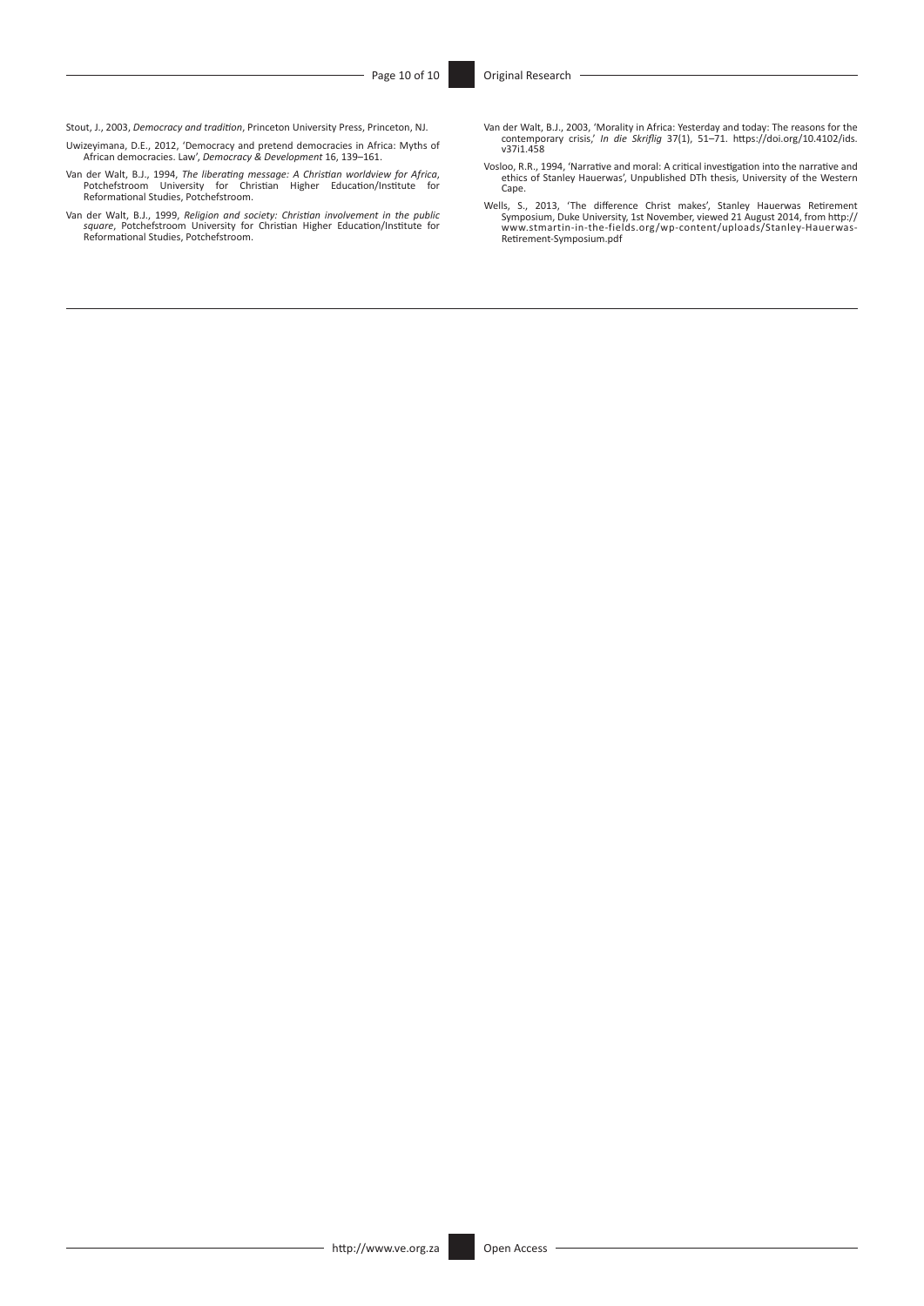Stout, J., 2003, *Democracy and tradition*, Princeton University Press, Princeton, NJ.

Uwizeyimana, D.E., 2012, 'Democracy and pretend democracies in Africa: Myths of African democracies. Law', *Democracy & Development* 16, 139–161.

Van der Walt, B.J., 1994, *The liberating message: A Christian worldview for Africa*, Potchefstroom University for Christian Higher Education/Institute for Reformational Studies, Potchefstroom.

Van der Walt, B.J., 1999, *Religion and society: Christian involvement in the public square*, Potchefstroom University for Christian Higher Education/Institute for Reformational Studies, Potchefstroom.

Van der Walt, B.J., 2003, 'Morality in Africa: Yesterday and today: The reasons for the contemporary crisis,' *In die Skriflig* 37(1), 51–71. https://doi.org/10.4102/ids.v37i1.458

Vosloo, R.R., 1994, 'Narrative and moral: A critical investigation into the narrative and ethics of Stanley Hauerwas', Unpublished DTh thesis, University of the Western Cape.

Wells, S., 2013, 'The difference Christ makes', Stanley Hauerwas Retirement Symposium, Duke University, 1st November, viewed 21 August 2014, from http://www.stmartin-in-the-fields.org/wp-content/uploads/Stanley-Hauerwas-Retirement-Symposium.pdf